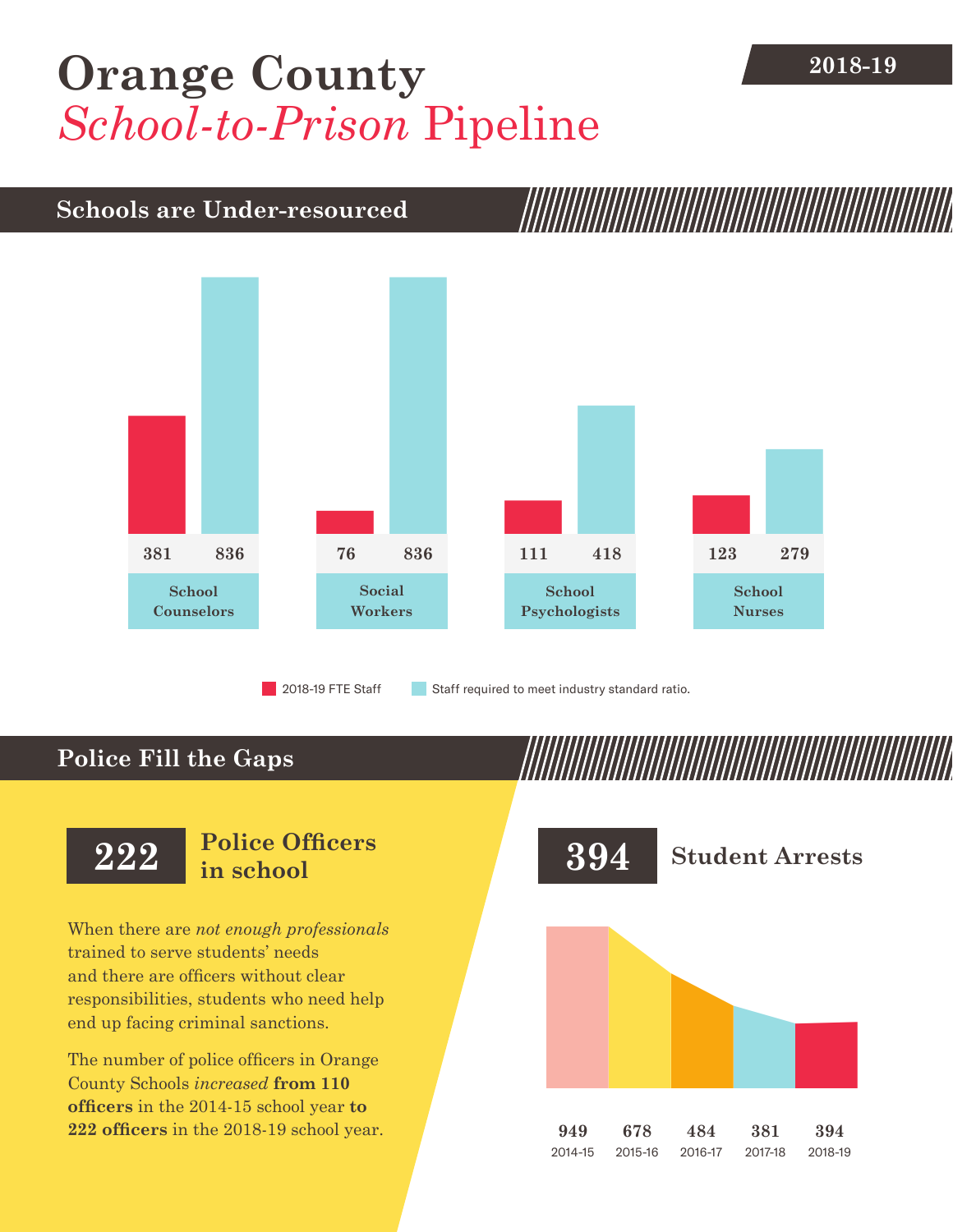# Orange County *School-to-Prison* Pipeline

**2018-19**

## Schools are Under-resourced

| | 2018-19 FTE Staff | Staff required to meet industry standard ratio. |
|---|---|---|
| School Counselors | 381 | 836 |
| Social Workers | 76 | 836 |
| School Psychologists | 111 | 418 |
| School Nurses | 123 | 279 |

## Police Fill the Gaps

**222** **Police Officers in school**

When there are *not enough professionals* trained to serve students' needs and there are officers without clear responsibilities, students who need help end up facing criminal sanctions.

The number of police officers in Orange County Schools *increased* **from 110 officers** in the 2014-15 school year **to 222 officers** in the 2018-19 school year.

**394** **Student Arrests**

| 2014-15 | 2015-16 | 2016-17 | 2017-18 | 2018-19 |
|---|---|---|---|---|
| 949 | 678 | 484 | 381 | 394 |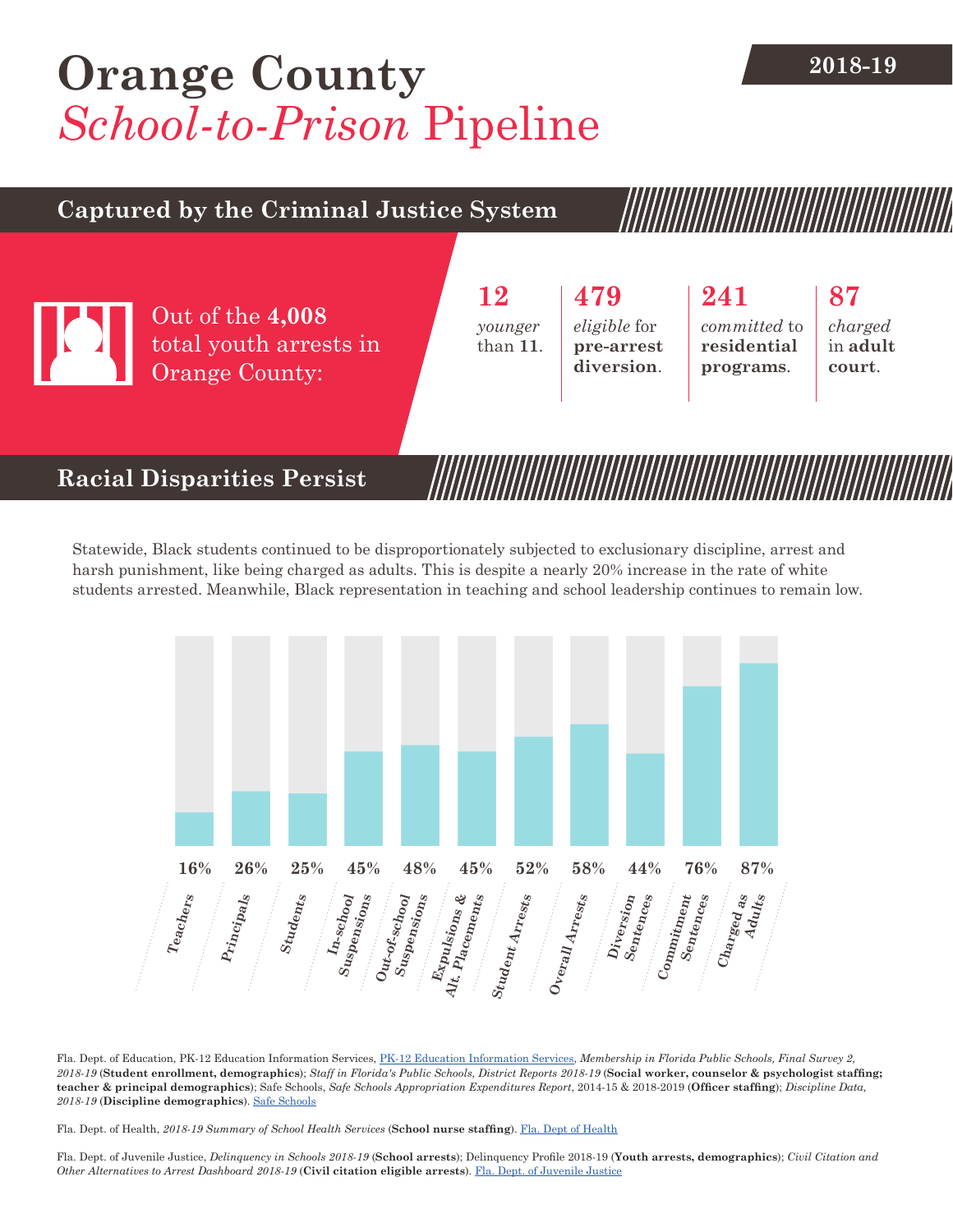# Orange County *School-to-Prison* Pipeline

2018-19

## Captured by the Criminal Justice System

Out of the **4,008** total youth arrests in Orange County:

**12** *younger* than **11**.

**479** *eligible* for **pre-arrest diversion**.

**241** *committed* to **residential programs**.

**87** *charged* in **adult court**.

## Racial Disparities Persist

Statewide, Black students continued to be disproportionately subjected to exclusionary discipline, arrest and harsh punishment, like being charged as adults. This is despite a nearly 20% increase in the rate of white students arrested. Meanwhile, Black representation in teaching and school leadership continues to remain low.

16% Teachers
26% Principals
25% Students
45% In-school Suspensions
48% Out-of-school Suspensions
45% Expulsions & Alt. Placements
52% Student Arrests
58% Overall Arrests
44% Diversion Sentences
76% Commitment Sentences
87% Charged as Adults

Fla. Dept. of Education, PK-12 Education Information Services, PK-12 Education Information Services, *Membership in Florida Public Schools, Final Survey 2, 2018-19* (**Student enrollment, demographics**); *Staff in Florida's Public Schools, District Reports 2018-19* (**Social worker, counselor & psychologist staffing; teacher & principal demographics**); Safe Schools, *Safe Schools Appropriation Expenditures Report*, 2014-15 & 2018-2019 (**Officer staffing**); *Discipline Data, 2018-19* (**Discipline demographics**). Safe Schools

Fla. Dept. of Health, *2018-19 Summary of School Health Services* (**School nurse staffing**). Fla. Dept of Health

Fla. Dept. of Juvenile Justice, *Delinquency in Schools 2018-19* (**School arrests**); Delinquency Profile 2018-19 (**Youth arrests, demographics**); *Civil Citation and Other Alternatives to Arrest Dashboard 2018-19* (**Civil citation eligible arrests**). Fla. Dept. of Juvenile Justice